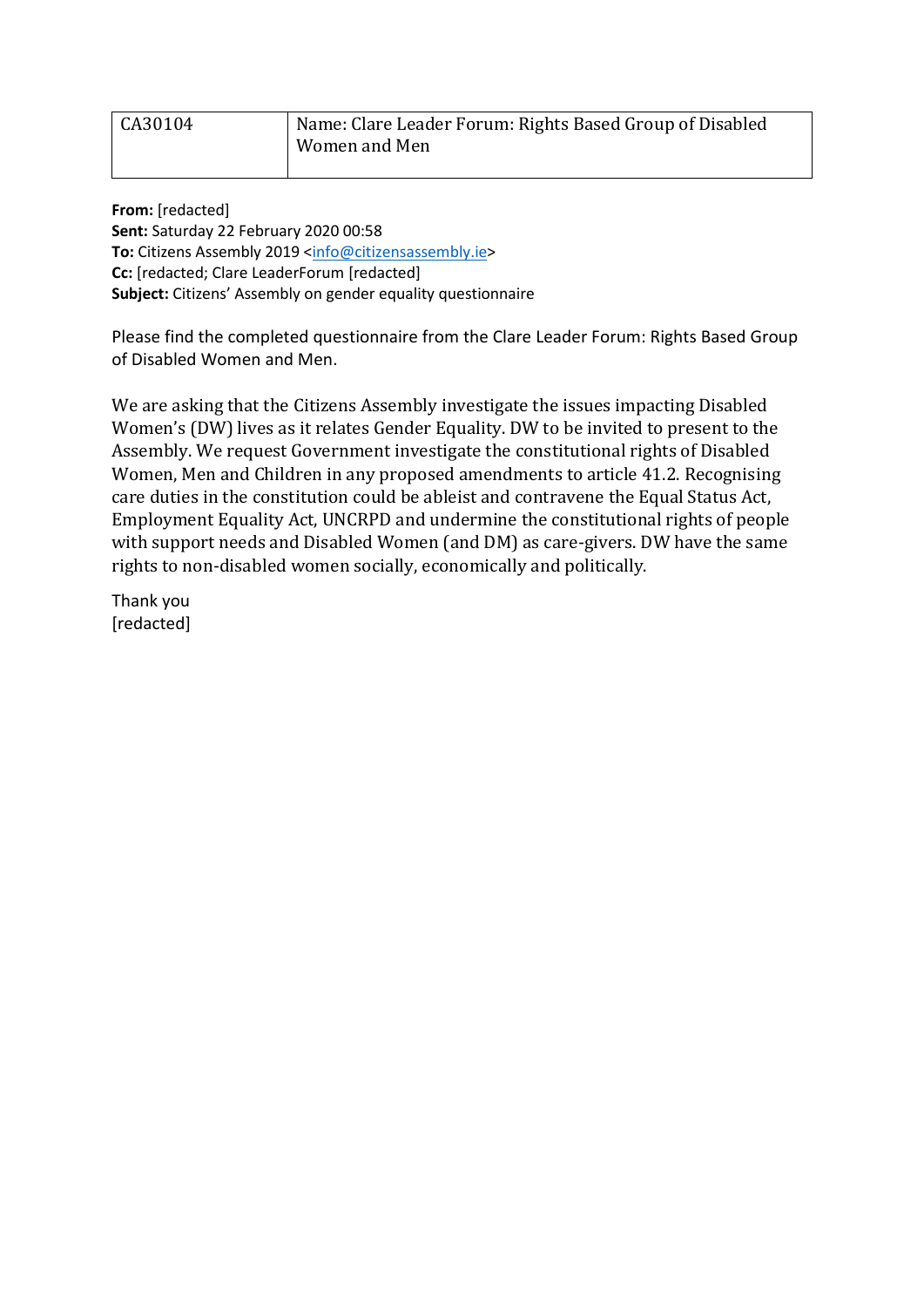| CA30104 | Name: Clare Leader Forum: Rights Based Group of Disabled Women and Men |
| --- | --- |

**From:** [redacted]
**Sent:** Saturday 22 February 2020 00:58
**To:** Citizens Assembly 2019 <info@citizensassembly.ie>
**Cc:** [redacted; Clare LeaderForum [redacted]
**Subject:** Citizens' Assembly on gender equality questionnaire

Please find the completed questionnaire from the Clare Leader Forum: Rights Based Group of Disabled Women and Men.

We are asking that the Citizens Assembly investigate the issues impacting Disabled Women's (DW) lives as it relates Gender Equality. DW to be invited to present to the Assembly. We request Government investigate the constitutional rights of Disabled Women, Men and Children in any proposed amendments to article 41.2. Recognising care duties in the constitution could be ableist and contravene the Equal Status Act, Employment Equality Act, UNCRPD and undermine the constitutional rights of people with support needs and Disabled Women (and DM) as care-givers. DW have the same rights to non-disabled women socially, economically and politically.

Thank you
[redacted]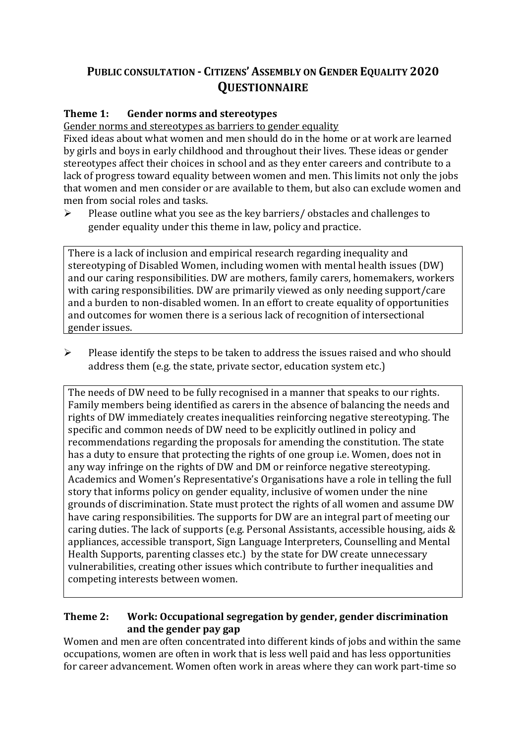# **PUBLIC CONSULTATION - CITIZENS' ASSEMBLY ON GENDER EQUALITY 2020 QUESTIONNAIRE**

## **Theme 1: Gender norms and stereotypes**

Gender norms and stereotypes as barriers to gender equality

Fixed ideas about what women and men should do in the home or at work are learned by girls and boys in early childhood and throughout their lives. These ideas or gender stereotypes affect their choices in school and as they enter careers and contribute to a lack of progress toward equality between women and men. This limits not only the jobs that women and men consider or are available to them, but also can exclude women and men from social roles and tasks.

➢ Please outline what you see as the key barriers/ obstacles and challenges to gender equality under this theme in law, policy and practice.

There is a lack of inclusion and empirical research regarding inequality and stereotyping of Disabled Women, including women with mental health issues (DW) and our caring responsibilities. DW are mothers, family carers, homemakers, workers with caring responsibilities. DW are primarily viewed as only needing support/care and a burden to non-disabled women. In an effort to create equality of opportunities and outcomes for women there is a serious lack of recognition of intersectional gender issues.

➢ Please identify the steps to be taken to address the issues raised and who should address them (e.g. the state, private sector, education system etc.)

The needs of DW need to be fully recognised in a manner that speaks to our rights. Family members being identified as carers in the absence of balancing the needs and rights of DW immediately creates inequalities reinforcing negative stereotyping. The specific and common needs of DW need to be explicitly outlined in policy and recommendations regarding the proposals for amending the constitution. The state has a duty to ensure that protecting the rights of one group i.e. Women, does not in any way infringe on the rights of DW and DM or reinforce negative stereotyping. Academics and Women's Representative's Organisations have a role in telling the full story that informs policy on gender equality, inclusive of women under the nine grounds of discrimination. State must protect the rights of all women and assume DW have caring responsibilities. The supports for DW are an integral part of meeting our caring duties. The lack of supports (e.g. Personal Assistants, accessible housing, aids & appliances, accessible transport, Sign Language Interpreters, Counselling and Mental Health Supports, parenting classes etc.) by the state for DW create unnecessary vulnerabilities, creating other issues which contribute to further inequalities and competing interests between women.

## **Theme 2: Work: Occupational segregation by gender, gender discrimination and the gender pay gap**

Women and men are often concentrated into different kinds of jobs and within the same occupations, women are often in work that is less well paid and has less opportunities for career advancement. Women often work in areas where they can work part-time so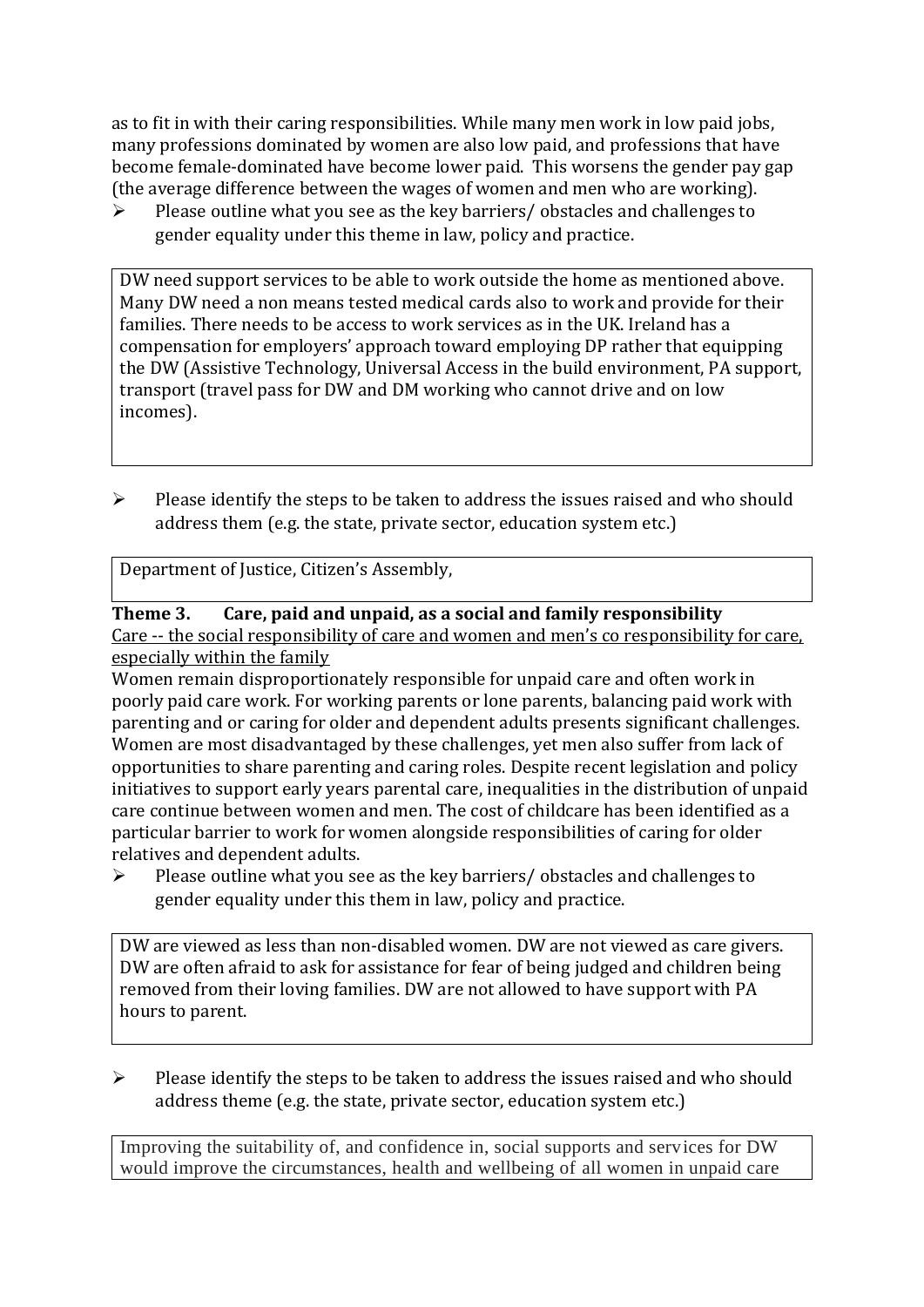as to fit in with their caring responsibilities. While many men work in low paid jobs, many professions dominated by women are also low paid, and professions that have become female-dominated have become lower paid. This worsens the gender pay gap (the average difference between the wages of women and men who are working).

- Please outline what you see as the key barriers/ obstacles and challenges to gender equality under this theme in law, policy and practice.

DW need support services to be able to work outside the home as mentioned above. Many DW need a non means tested medical cards also to work and provide for their families. There needs to be access to work services as in the UK. Ireland has a compensation for employers' approach toward employing DP rather that equipping the DW (Assistive Technology, Universal Access in the build environment, PA support, transport (travel pass for DW and DM working who cannot drive and on low incomes).

- Please identify the steps to be taken to address the issues raised and who should address them (e.g. the state, private sector, education system etc.)

Department of Justice, Citizen's Assembly,

**Theme 3. Care, paid and unpaid, as a social and family responsibility**

Care -- the social responsibility of care and women and men's co responsibility for care, especially within the family

Women remain disproportionately responsible for unpaid care and often work in poorly paid care work. For working parents or lone parents, balancing paid work with parenting and or caring for older and dependent adults presents significant challenges. Women are most disadvantaged by these challenges, yet men also suffer from lack of opportunities to share parenting and caring roles. Despite recent legislation and policy initiatives to support early years parental care, inequalities in the distribution of unpaid care continue between women and men. The cost of childcare has been identified as a particular barrier to work for women alongside responsibilities of caring for older relatives and dependent adults.

- Please outline what you see as the key barriers/ obstacles and challenges to gender equality under this them in law, policy and practice.

DW are viewed as less than non-disabled women. DW are not viewed as care givers. DW are often afraid to ask for assistance for fear of being judged and children being removed from their loving families. DW are not allowed to have support with PA hours to parent.

- Please identify the steps to be taken to address the issues raised and who should address theme (e.g. the state, private sector, education system etc.)

Improving the suitability of, and confidence in, social supports and services for DW would improve the circumstances, health and wellbeing of all women in unpaid care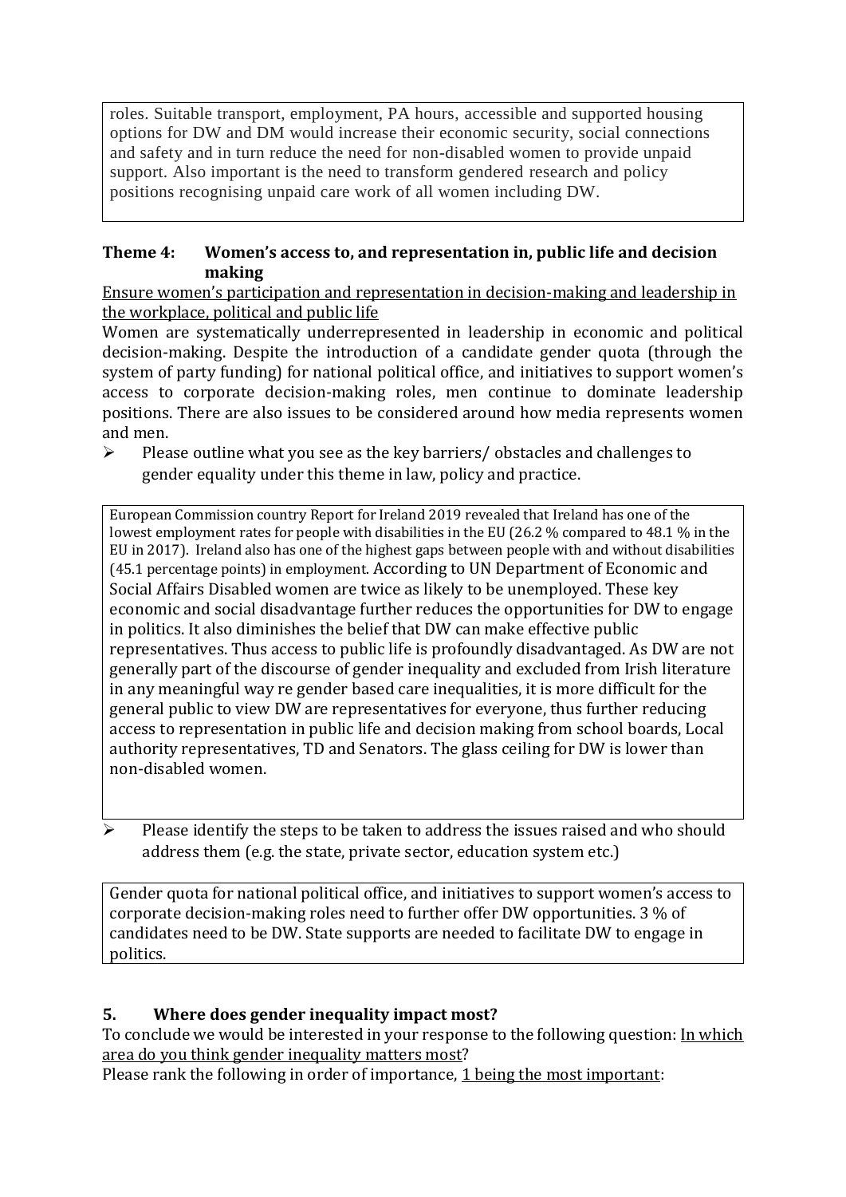roles. Suitable transport, employment, PA hours, accessible and supported housing options for DW and DM would increase their economic security, social connections and safety and in turn reduce the need for non-disabled women to provide unpaid support. Also important is the need to transform gendered research and policy positions recognising unpaid care work of all women including DW.

### Theme 4: Women's access to, and representation in, public life and decision making

Ensure women's participation and representation in decision-making and leadership in the workplace, political and public life

Women are systematically underrepresented in leadership in economic and political decision-making. Despite the introduction of a candidate gender quota (through the system of party funding) for national political office, and initiatives to support women's access to corporate decision-making roles, men continue to dominate leadership positions. There are also issues to be considered around how media represents women and men.

- Please outline what you see as the key barriers/ obstacles and challenges to gender equality under this theme in law, policy and practice.

European Commission country Report for Ireland 2019 revealed that Ireland has one of the lowest employment rates for people with disabilities in the EU (26.2 % compared to 48.1 % in the EU in 2017). Ireland also has one of the highest gaps between people with and without disabilities (45.1 percentage points) in employment. According to UN Department of Economic and Social Affairs Disabled women are twice as likely to be unemployed. These key economic and social disadvantage further reduces the opportunities for DW to engage in politics. It also diminishes the belief that DW can make effective public representatives. Thus access to public life is profoundly disadvantaged. As DW are not generally part of the discourse of gender inequality and excluded from Irish literature in any meaningful way re gender based care inequalities, it is more difficult for the general public to view DW are representatives for everyone, thus further reducing access to representation in public life and decision making from school boards, Local authority representatives, TD and Senators. The glass ceiling for DW is lower than non-disabled women.

- Please identify the steps to be taken to address the issues raised and who should address them (e.g. the state, private sector, education system etc.)

Gender quota for national political office, and initiatives to support women's access to corporate decision-making roles need to further offer DW opportunities. 3 % of candidates need to be DW. State supports are needed to facilitate DW to engage in politics.

### 5. Where does gender inequality impact most?

To conclude we would be interested in your response to the following question: In which area do you think gender inequality matters most?

Please rank the following in order of importance, 1 being the most important: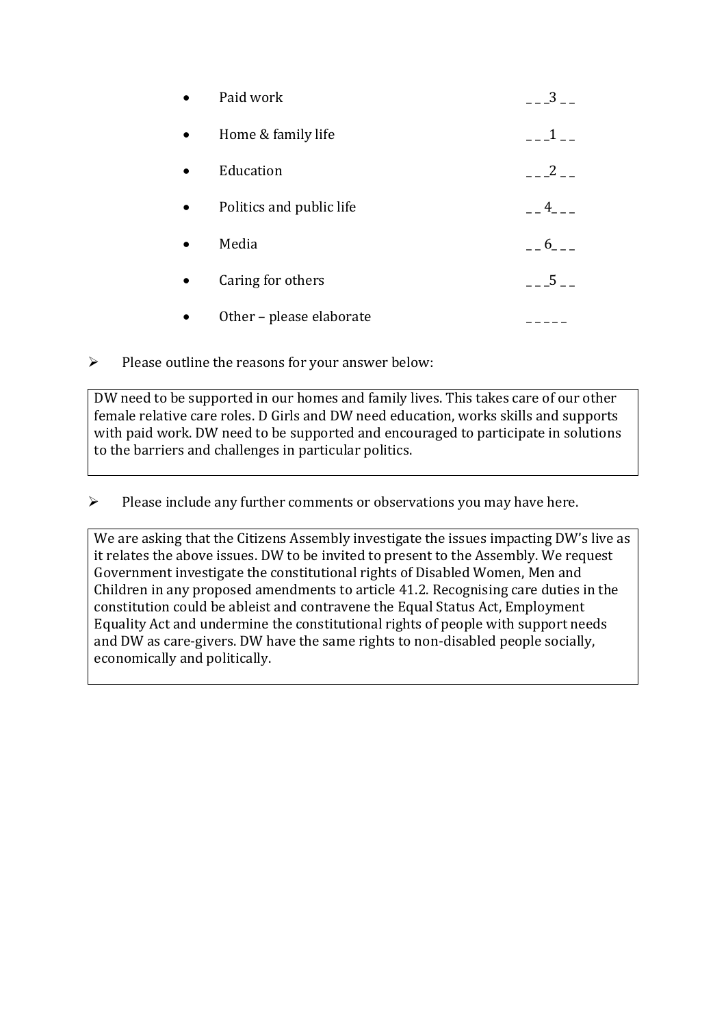- Paid work ___3 __
- Home & family life ___1 __
- Education ___2 __
- Politics and public life __ 4___
- Media __ 6___
- Caring for others ___5 __
- Other – please elaborate _____

➢ Please outline the reasons for your answer below:

DW need to be supported in our homes and family lives. This takes care of our other female relative care roles. D Girls and DW need education, works skills and supports with paid work. DW need to be supported and encouraged to participate in solutions to the barriers and challenges in particular politics.

➢ Please include any further comments or observations you may have here.

We are asking that the Citizens Assembly investigate the issues impacting DW's live as it relates the above issues. DW to be invited to present to the Assembly. We request Government investigate the constitutional rights of Disabled Women, Men and Children in any proposed amendments to article 41.2. Recognising care duties in the constitution could be ableist and contravene the Equal Status Act, Employment Equality Act and undermine the constitutional rights of people with support needs and DW as care-givers. DW have the same rights to non-disabled people socially, economically and politically.